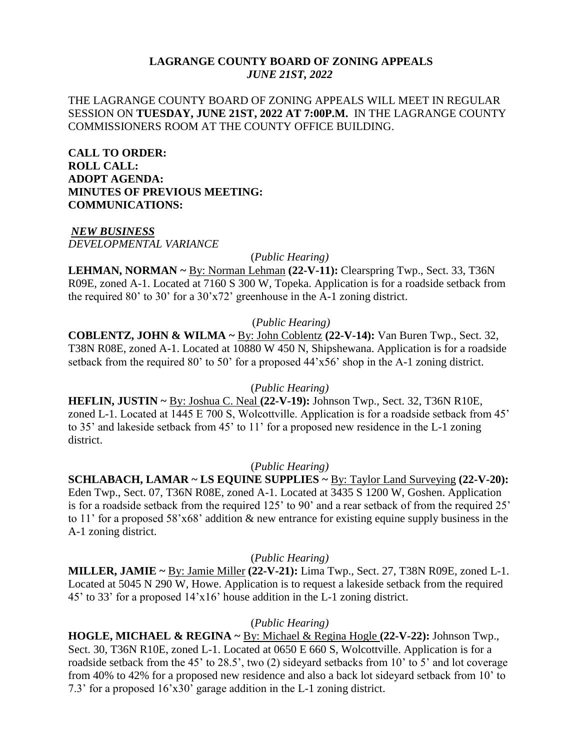# LAGRANGE COUNTY BOARD OF ZONING APPEALS
## *JUNE 21ST, 2022*

THE LAGRANGE COUNTY BOARD OF ZONING APPEALS WILL MEET IN REGULAR SESSION ON **TUESDAY, JUNE 21ST, 2022 AT 7:00P.M.** IN THE LAGRANGE COUNTY COMMISSIONERS ROOM AT THE COUNTY OFFICE BUILDING.

**CALL TO ORDER:**
**ROLL CALL:**
**ADOPT AGENDA:**
**MINUTES OF PREVIOUS MEETING:**
**COMMUNICATIONS:**

***NEW BUSINESS***
*DEVELOPMENTAL VARIANCE*

(*Public Hearing)*

**LEHMAN, NORMAN ~** By: Norman Lehman **(22-V-11):** Clearspring Twp., Sect. 33, T36N R09E, zoned A-1. Located at 7160 S 300 W, Topeka. Application is for a roadside setback from the required 80' to 30' for a 30'x72' greenhouse in the A-1 zoning district.

(*Public Hearing)*

**COBLENTZ, JOHN & WILMA ~** By: John Coblentz **(22-V-14):** Van Buren Twp., Sect. 32, T38N R08E, zoned A-1. Located at 10880 W 450 N, Shipshewana. Application is for a roadside setback from the required 80' to 50' for a proposed 44'x56' shop in the A-1 zoning district.

(*Public Hearing)*

**HEFLIN, JUSTIN ~** By: Joshua C. Neal **(22-V-19):** Johnson Twp., Sect. 32, T36N R10E, zoned L-1. Located at 1445 E 700 S, Wolcottville. Application is for a roadside setback from 45' to 35' and lakeside setback from 45' to 11' for a proposed new residence in the L-1 zoning district.

(*Public Hearing)*

**SCHLABACH, LAMAR ~ LS EQUINE SUPPLIES ~** By: Taylor Land Surveying **(22-V-20):** Eden Twp., Sect. 07, T36N R08E, zoned A-1. Located at 3435 S 1200 W, Goshen. Application is for a roadside setback from the required 125' to 90' and a rear setback of from the required 25' to 11' for a proposed 58'x68' addition & new entrance for existing equine supply business in the A-1 zoning district.

(*Public Hearing)*

**MILLER, JAMIE ~** By: Jamie Miller **(22-V-21):** Lima Twp., Sect. 27, T38N R09E, zoned L-1. Located at 5045 N 290 W, Howe. Application is to request a lakeside setback from the required 45' to 33' for a proposed 14'x16' house addition in the L-1 zoning district.

(*Public Hearing)*

**HOGLE, MICHAEL & REGINA ~** By: Michael & Regina Hogle **(22-V-22):** Johnson Twp., Sect. 30, T36N R10E, zoned L-1. Located at 0650 E 660 S, Wolcottville. Application is for a roadside setback from the 45' to 28.5', two (2) sideyard setbacks from 10' to 5' and lot coverage from 40% to 42% for a proposed new residence and also a back lot sideyard setback from 10' to 7.3' for a proposed 16'x30' garage addition in the L-1 zoning district.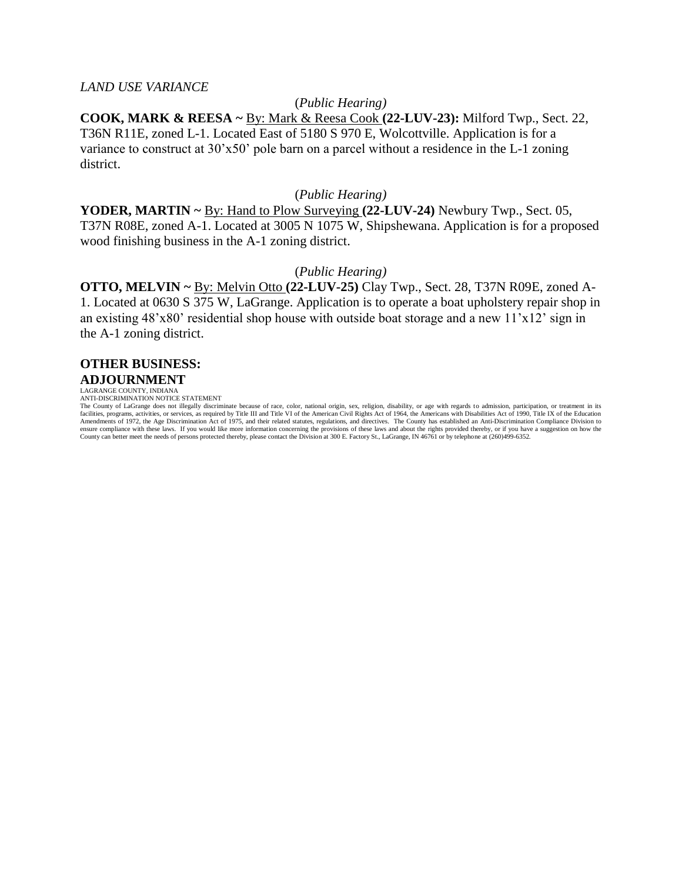*LAND USE VARIANCE*

(*Public Hearing)*

**COOK, MARK & REESA ~** By: Mark & Reesa Cook **(22-LUV-23):** Milford Twp., Sect. 22, T36N R11E, zoned L-1. Located East of 5180 S 970 E, Wolcottville. Application is for a variance to construct at 30'x50' pole barn on a parcel without a residence in the L-1 zoning district.

(*Public Hearing)*

**YODER, MARTIN ~** By: Hand to Plow Surveying **(22-LUV-24)** Newbury Twp., Sect. 05, T37N R08E, zoned A-1. Located at 3005 N 1075 W, Shipshewana. Application is for a proposed wood finishing business in the A-1 zoning district.

(*Public Hearing)*

**OTTO, MELVIN ~** By: Melvin Otto **(22-LUV-25)** Clay Twp., Sect. 28, T37N R09E, zoned A-1. Located at 0630 S 375 W, LaGrange. Application is to operate a boat upholstery repair shop in an existing 48'x80' residential shop house with outside boat storage and a new 11'x12' sign in the A-1 zoning district.

**OTHER BUSINESS:**

**ADJOURNMENT**

LAGRANGE COUNTY, INDIANA
ANTI-DISCRIMINATION NOTICE STATEMENT
The County of LaGrange does not illegally discriminate because of race, color, national origin, sex, religion, disability, or age with regards to admission, participation, or treatment in its facilities, programs, activities, or services, as required by Title III and Title VI of the American Civil Rights Act of 1964, the Americans with Disabilities Act of 1990, Title IX of the Education Amendments of 1972, the Age Discrimination Act of 1975, and their related statutes, regulations, and directives. The County has established an Anti-Discrimination Compliance Division to ensure compliance with these laws. If you would like more information concerning the provisions of these laws and about the rights provided thereby, or if you have a suggestion on how the County can better meet the needs of persons protected thereby, please contact the Division at 300 E. Factory St., LaGrange, IN 46761 or by telephone at (260)499-6352.